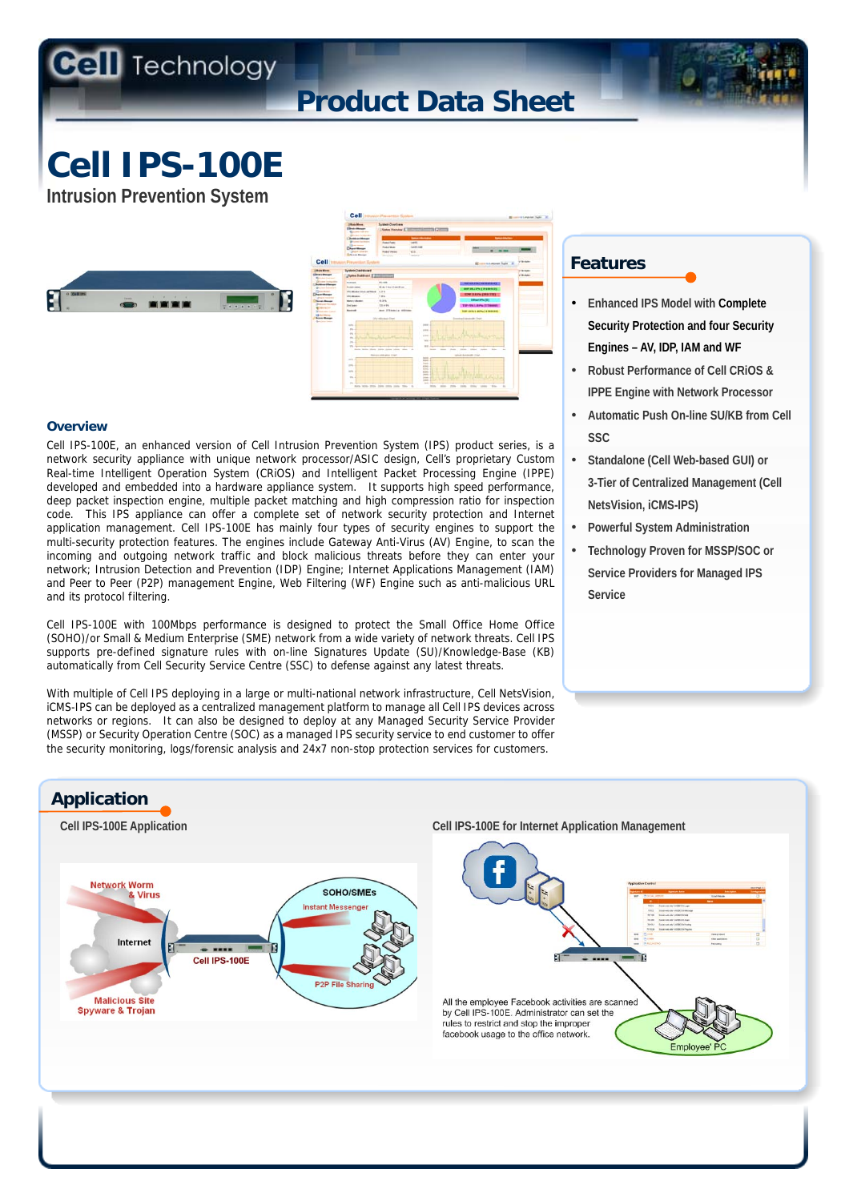Cell Technology

# Product Data Sheet

# Cell IPS-100E

## Intrusion Prevention System

## Overview

Cell IPS-100E, an enhanced version of Cell Intrusion Prevention System (IPS) product series, is a network security appliance with unique network processor/ASIC design, Cell's proprietary Custom Real-time Intelligent Operation System (CRiOS) and Intelligent Packet Processing Engine (IPPE) developed and embedded into a hardware appliance system. It supports high speed performance, deep packet inspection engine, multiple packet matching and high compression ratio for inspection code. This IPS appliance can offer a complete set of network security protection and Internet application management. Cell IPS-100E has mainly four types of security engines to support the multi-security protection features. The engines include Gateway Anti-Virus (AV) Engine, to scan the incoming and outgoing network traffic and block malicious threats before they can enter your network; Intrusion Detection and Prevention (IDP) Engine; Internet Applications Management (IAM) and Peer to Peer (P2P) management Engine, Web Filtering (WF) Engine such as anti-malicious URL and its protocol filtering.

Cell IPS-100E with 100Mbps performance is designed to protect the Small Office Home Office (SOHO)/or Small & Medium Enterprise (SME) network from a wide variety of network threats. Cell IPS supports pre-defined signature rules with on-line Signatures Update (SU)/Knowledge-Base (KB) automatically from Cell Security Service Centre (SSC) to defense against any latest threats.

With multiple of Cell IPS deploying in a large or multi-national network infrastructure, Cell NetsVision, iCMS-IPS can be deployed as a centralized management platform to manage all Cell IPS devices across networks or regions. It can also be designed to deploy at any Managed Security Service Provider (MSSP) or Security Operation Centre (SOC) as a managed IPS security service to end customer to offer the security monitoring, logs/forensic analysis and 24x7 non-stop protection services for customers.

## Features

- Enhanced IPS Model with Complete Security Protection and four Security Engines – AV, IDP, IAM and WF
- Robust Performance of Cell CRiOS & IPPE Engine with Network Processor
- Automatic Push On-line SU/KB from Cell SSC
- Standalone (Cell Web-based GUI) or 3-Tier of Centralized Management (Cell NetsVision, iCMS-IPS)
- Powerful System Administration
- Technology Proven for MSSP/SOC or Service Providers for Managed IPS Service

## Application

**Cell IPS-100E Application**

Network Worm & Virus · Internet · Malicious Site Spyware & Trojan · Cell IPS-100E · SOHO/SMEs · Instant Messenger · P2P File Sharing

**Cell IPS-100E for Internet Application Management**

All the employee Facebook activities are scanned by Cell IPS-100E. Administrator can set the rules to restrict and stop the improper facebook usage to the office network.

Employee' PC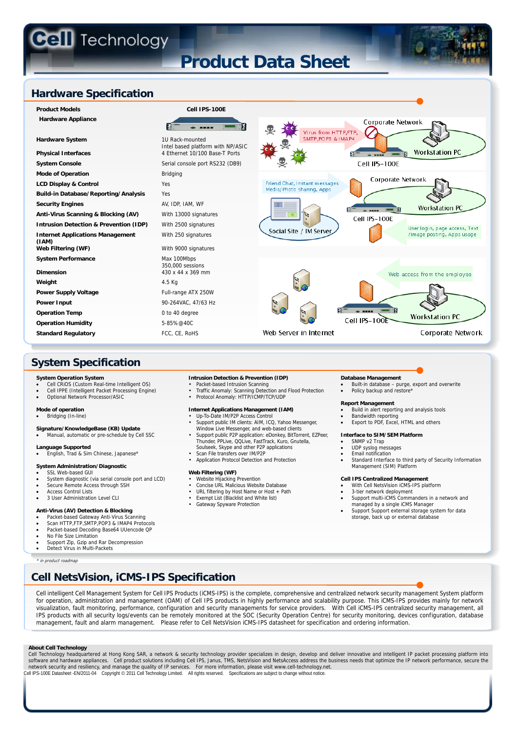# Cell Technology

# Product Data Sheet

## Hardware Specification

| | |
|---|---|
| **Product Models** | **Cell IPS-100E** |
| **Hardware Appliance** | |
| **Hardware System** | 1U Rack-mounted<br>Intel based platform with NP/ASIC |
| **Physical Interfaces** | 4 Ethernet 10/100 Base-T Ports |
| **System Console** | Serial console port RS232 (DB9) |
| **Mode of Operation** | Bridging |
| **LCD Display & Control** | Yes |
| **Build-in Database/Reporting/Analysis** | Yes |
| **Security Engines** | AV, IDP, IAM, WF |
| **Anti-Virus Scanning & Blocking (AV)** | With 13000 signatures |
| **Intrusion Detection & Prevention (IDP)** | With 2500 signatures |
| **Internet Applications Management (IAM)** | With 250 signatures |
| **Web Filtering (WF)** | With 9000 signatures |
| **System Performance** | Max 100Mbps<br>350,000 sessions |
| **Dimension** | 430 x 44 x 369 mm |
| **Weight** | 4.5 Kg |
| **Power Supply Voltage** | Full-range ATX 250W |
| **Power Input** | 90-264VAC, 47/63 Hz |
| **Operation Temp** | 0 to 40 degree |
| **Operation Humidity** | 5-85%@40C |
| **Standard Regulatory** | FCC, CE, RoHS |

Corporate Network
Virus from HTTP,FTP, SMTP,POP3 & IMAP4
Workstation PC
Cell IPS-100E

Corporate Network
Friend Chat, Instant messages Media/Photo sharing, Apps
Workstation PC
Cell IPS-100E
Social Site / IM Server
User login, page access, Text /Image posting, Apps usage

Web access from the employee
Workstation PC
Cell IPS-100E
Web Server in Internet
Corporate Network

## System Specification

**System Operation System**
- Cell CRiOS (Custom Real-time Intelligent OS)
- Cell IPPE (Intelligent Packet Processing Engine)
- Optional Network Processor/ASIC

**Mode of operation**
- Bridging (In-line)

**Signature/KnowledgeBase (KB) Update**
- Manual, automatic or pre-schedule by Cell SSC

**Language Supported**
- English, Trad & Sim Chinese, Japanese*

**System Administration/Diagnostic**
- SSL Web-based GUI
- System diagnostic (via serial console port and LCD)
- Secure Remote Access through SSH
- Access Control Lists
- 3 User Administration Level CLI

**Anti-Virus (AV) Detection & Blocking**
- Packet-based Gateway Anti-Virus Scanning
- Scan HTTP,FTP,SMTP,POP3 & IMAP4 Protocols
- Packet-based Decoding Base64 UUencode QP
- No File Size Limitation
- Support Zip, Gzip and Rar Decompression
- Detect Virus in Multi-Packets

**Intrusion Detection & Prevention (IDP)**
- Packet-based Intrusion Scanning
- Traffic Anomaly: Scanning Detection and Flood Protection
- Protocol Anomaly: HTTP/ICMP/TCP/UDP

**Internet Applications Management (IAM)**
- Up-To-Date IM/P2P Access Control
- Support public IM clients: AIM, ICQ, Yahoo Messenger, Window Live Messenger, and web-based clients
- Support public P2P application: eDonkey, BitTorrent, EZPeer, Thunder, PPLive, QQLive, FastTrack, Kuro, Gnutella, Soulseek, Skype and other P2P applications
- Scan File transfers over IM/P2P
- Application Protocol Detection and Protection

**Web Filtering (WF)**
- Website Hijacking Prevention
- Concise URL Malicious Website Database
- URL filtering by Host Name or Host + Path
- Exempt List (Blacklist and White list)
- Gateway Spyware Protection

**Database Management**
- Built-in database – purge, export and overwrite
- Policy backup and restore*

**Report Management**
- Build in alert reporting and analysis tools
- Bandwidth reporting
- Export to PDF, Excel, HTML and others

**Interface to SIM/SEM Platform**
- SNMP v2 Trap
- UDP syslog messages
- Email notification
- Standard Interface to third party of Security Information Management (SIM) Platform

**Cell IPS Centralized Management**
- With Cell NetsVision iCMS-IPS platform
- 3-tier network deployment
- Support multi-iCMS Commanders in a network and managed by a single iCMS Manager
- Support Support external storage system for data storage, back up or external database

*\* in product roadmap*

## Cell NetsVision, iCMS-IPS Specification

Cell intelligent Cell Management System for Cell IPS Products (iCMS-IPS) is the complete, comprehensive and centralized network security management System platform for operation, administration and management (OAM) of Cell IPS products in highly performance and scalability purpose. This iCMS-IPS provides mainly for network visualization, fault monitoring, performance, configuration and security managements for service providers. With Cell iCMS-IPS centralized security management, all IPS products with all security logs/events can be remotely monitored at the SOC (Security Operation Centre) for security monitoring, devices configuration, database management, fault and alarm management. Please refer to Cell NetsVision iCMS-IPS datasheet for specification and ordering information.

**About Cell Technology**
Cell Technology headquartered at Hong Kong SAR, a network & security technology provider specializes in design, develop and deliver innovative and intelligent IP packet processing platform into software and hardware appliances. Cell product solutions including Cell IPS, Janus, TMS, NetsVision and NetsAccess address the business needs that optimize the IP network performance, secure the network security and resiliency, and manage the quality of IP services. For more information, please visit www.cell-technology.net.

Cell IPS-100E Datasheet -EN/2011-04 Copyright © 2011 Cell Technology Limited. All rights reserved. Specifications are subject to change without notice.